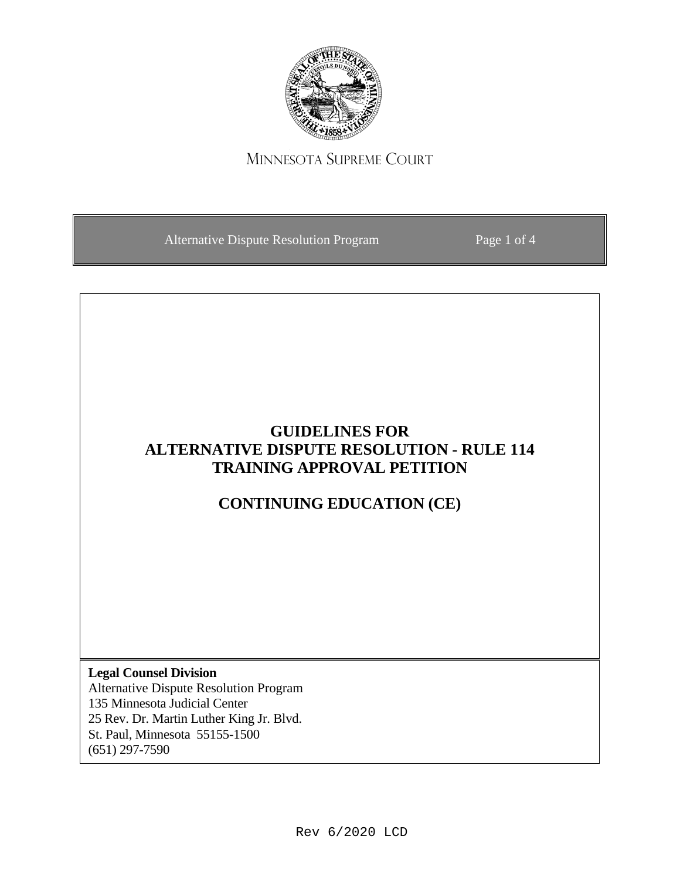MINNESOTA SUPREME COURT

Alternative Dispute Resolution Program

# GUIDELINES FOR ALTERNATIVE DISPUTE RESOLUTION - RULE 114 TRAINING APPROVAL PETITION

## CONTINUING EDUCATION (CE)

**Legal Counsel Division**
Alternative Dispute Resolution Program
135 Minnesota Judicial Center
25 Rev. Dr. Martin Luther King Jr. Blvd.
St. Paul, Minnesota 55155-1500
(651) 297-7590

Rev 6/2020 LCD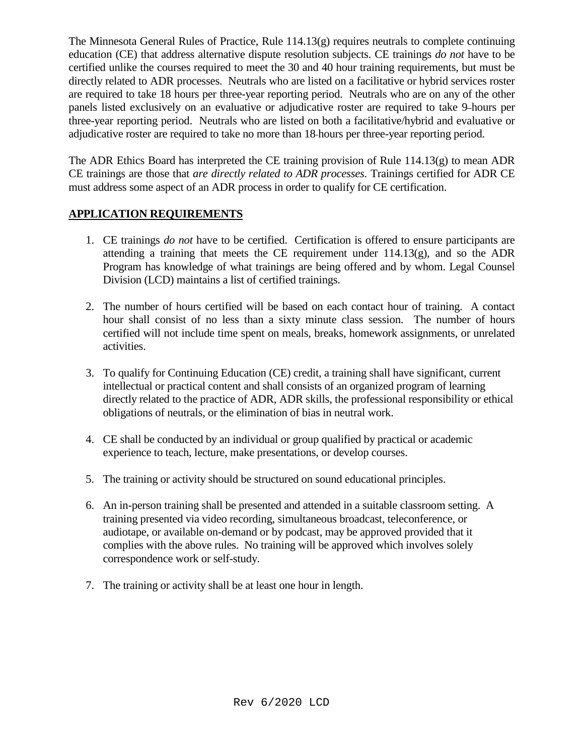The Minnesota General Rules of Practice, Rule 114.13(g) requires neutrals to complete continuing education (CE) that address alternative dispute resolution subjects. CE trainings *do not* have to be certified unlike the courses required to meet the 30 and 40 hour training requirements, but must be directly related to ADR processes. Neutrals who are listed on a facilitative or hybrid services roster are required to take 18 hours per three-year reporting period. Neutrals who are on any of the other panels listed exclusively on an evaluative or adjudicative roster are required to take 9 hours per three-year reporting period. Neutrals who are listed on both a facilitative/hybrid and evaluative or adjudicative roster are required to take no more than 18 hours per three-year reporting period.

The ADR Ethics Board has interpreted the CE training provision of Rule 114.13(g) to mean ADR CE trainings are those that *are directly related to ADR processes.* Trainings certified for ADR CE must address some aspect of an ADR process in order to qualify for CE certification.

## APPLICATION REQUIREMENTS

1. CE trainings *do not* have to be certified. Certification is offered to ensure participants are attending a training that meets the CE requirement under 114.13(g), and so the ADR Program has knowledge of what trainings are being offered and by whom. Legal Counsel Division (LCD) maintains a list of certified trainings.

2. The number of hours certified will be based on each contact hour of training. A contact hour shall consist of no less than a sixty minute class session. The number of hours certified will not include time spent on meals, breaks, homework assignments, or unrelated activities.

3. To qualify for Continuing Education (CE) credit, a training shall have significant, current intellectual or practical content and shall consists of an organized program of learning directly related to the practice of ADR, ADR skills, the professional responsibility or ethical obligations of neutrals, or the elimination of bias in neutral work.

4. CE shall be conducted by an individual or group qualified by practical or academic experience to teach, lecture, make presentations, or develop courses.

5. The training or activity should be structured on sound educational principles.

6. An in-person training shall be presented and attended in a suitable classroom setting. A training presented via video recording, simultaneous broadcast, teleconference, or audiotape, or available on-demand or by podcast, may be approved provided that it complies with the above rules. No training will be approved which involves solely correspondence work or self-study.

7. The training or activity shall be at least one hour in length.

Rev 6/2020 LCD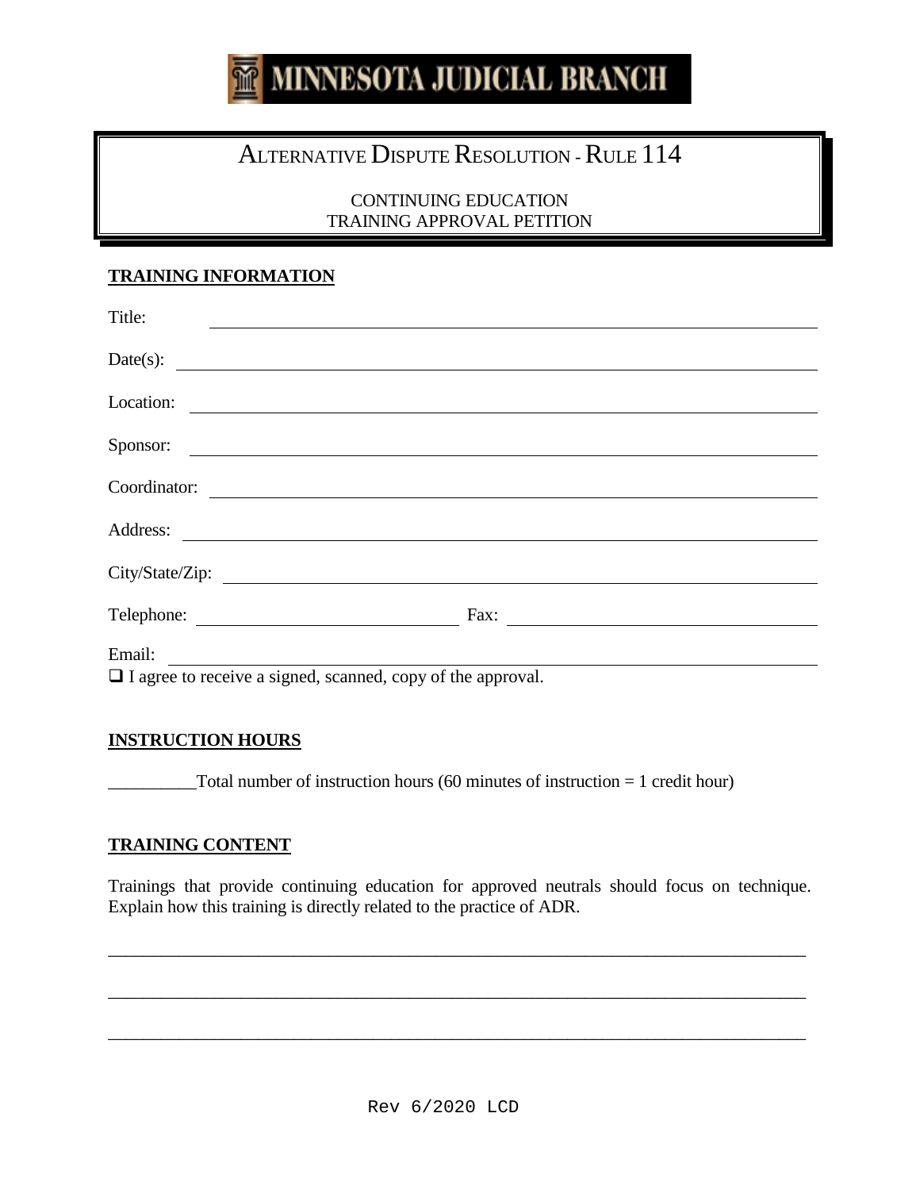# MINNESOTA JUDICIAL BRANCH

## Alternative Dispute Resolution - Rule 114

CONTINUING EDUCATION
TRAINING APPROVAL PETITION

**TRAINING INFORMATION**

Title: ______________________________________________

Date(s): ______________________________________________

Location: ______________________________________________

Sponsor: ______________________________________________

Coordinator: ______________________________________________

Address: ______________________________________________

City/State/Zip: ______________________________________________

Telephone: ______________________ Fax: ______________________

Email: ______________________________________________

❑ I agree to receive a signed, scanned, copy of the approval.

**INSTRUCTION HOURS**

__________Total number of instruction hours (60 minutes of instruction = 1 credit hour)

**TRAINING CONTENT**

Trainings that provide continuing education for approved neutrals should focus on technique. Explain how this training is directly related to the practice of ADR.

______________________________________________________________________________

______________________________________________________________________________

______________________________________________________________________________

Rev 6/2020 LCD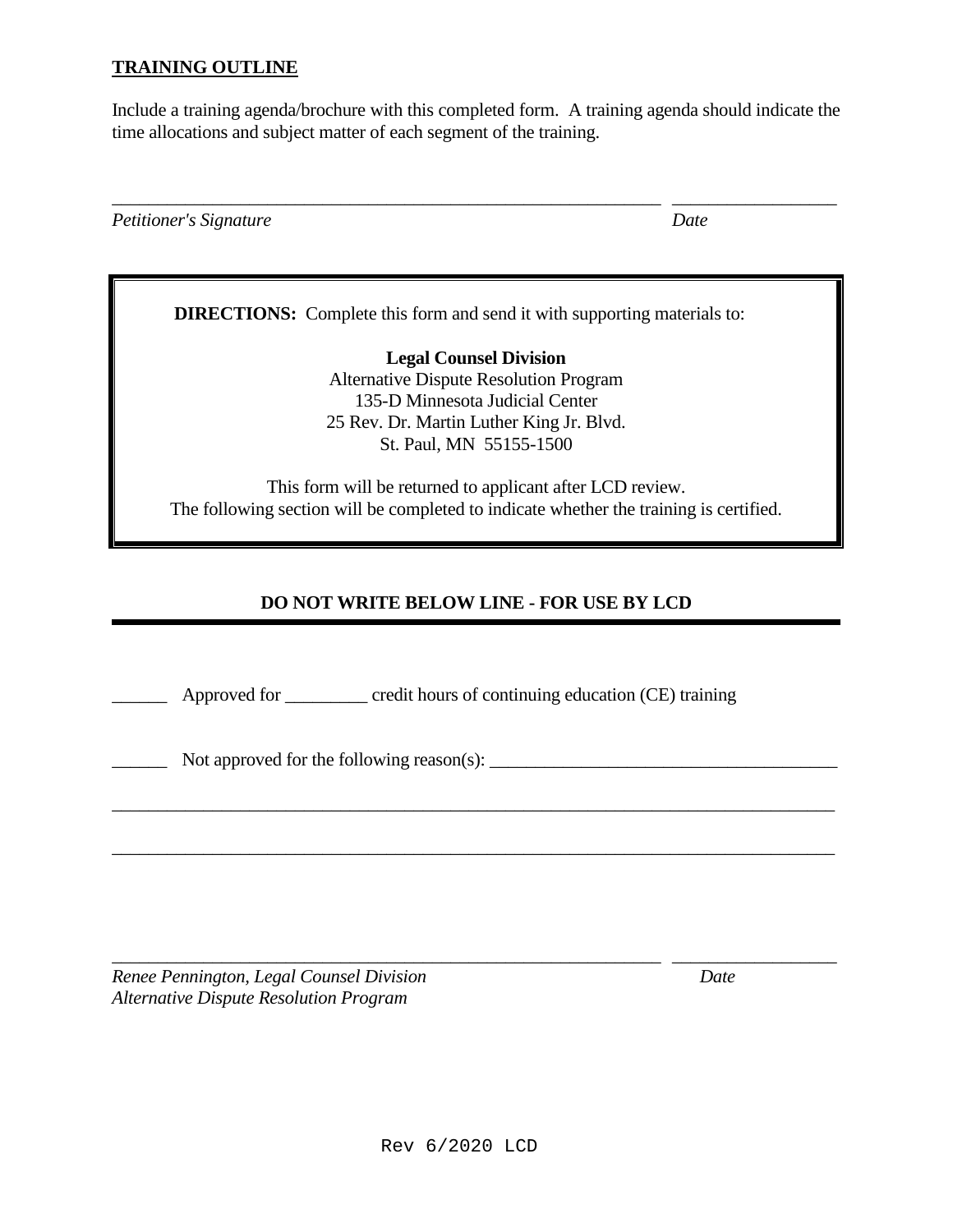**TRAINING OUTLINE**

Include a training agenda/brochure with this completed form. A training agenda should indicate the time allocations and subject matter of each segment of the training.

_______________________________________________________________ _________________

*Petitioner's Signature* *Date*

**DIRECTIONS:** Complete this form and send it with supporting materials to:

**Legal Counsel Division**
Alternative Dispute Resolution Program
135-D Minnesota Judicial Center
25 Rev. Dr. Martin Luther King Jr. Blvd.
St. Paul, MN 55155-1500

This form will be returned to applicant after LCD review.
The following section will be completed to indicate whether the training is certified.

**DO NOT WRITE BELOW LINE - FOR USE BY LCD**

______ Approved for _________ credit hours of continuing education (CE) training

______ Not approved for the following reason(s): _____________________________________

_________________________________________________________________________________

_________________________________________________________________________________

_______________________________________________________________ _________________

*Renee Pennington, Legal Counsel Division* *Date*
*Alternative Dispute Resolution Program*

Rev 6/2020 LCD